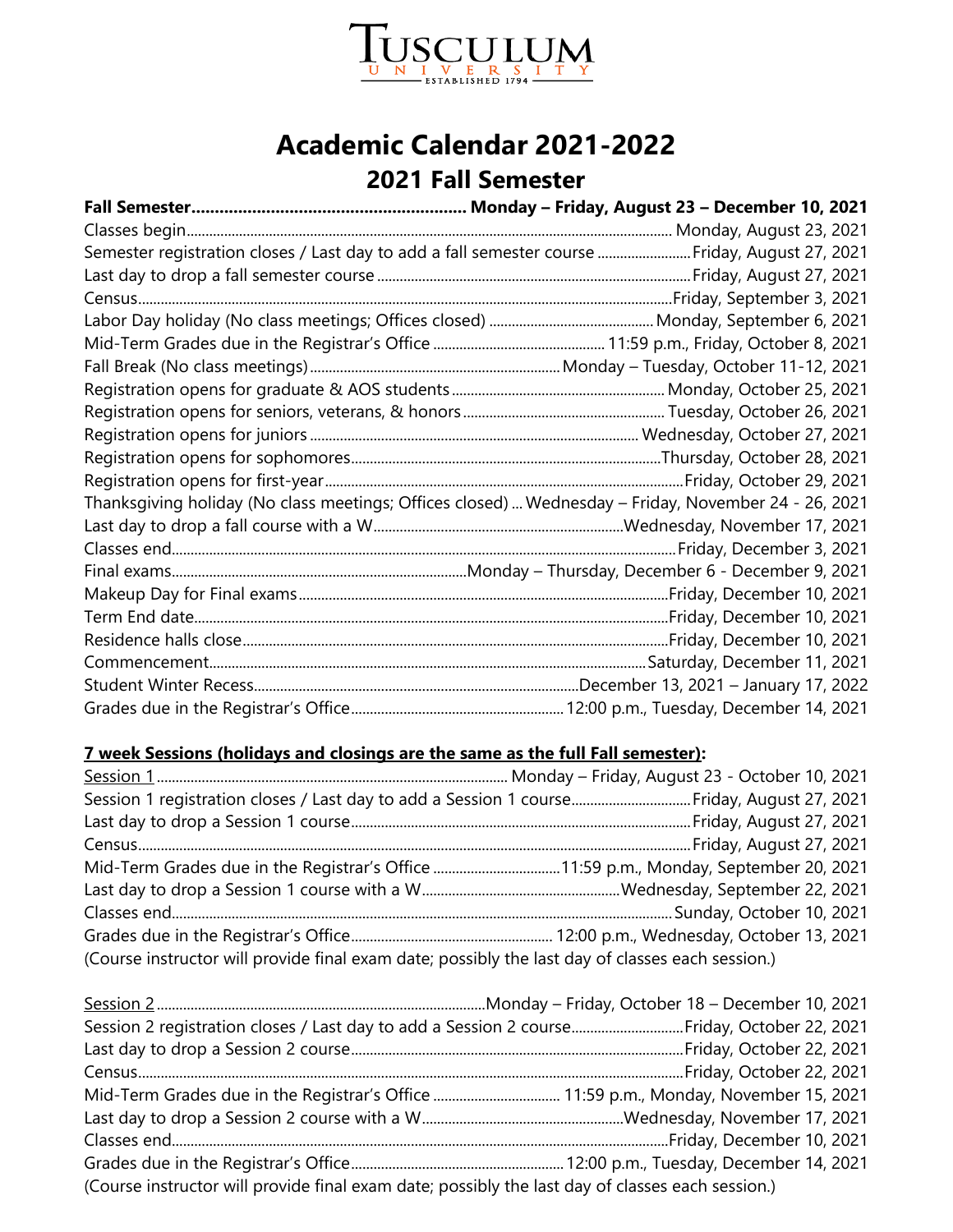# Academic Calendar 2021-2022

## 2021 Fall Semester

| Event | Date |
|---|---|
| **Fall Semester** | **Monday – Friday, August 23 – December 10, 2021** |
| Classes begin | Monday, August 23, 2021 |
| Semester registration closes / Last day to add a fall semester course | Friday, August 27, 2021 |
| Last day to drop a fall semester course | Friday, August 27, 2021 |
| Census | Friday, September 3, 2021 |
| Labor Day holiday (No class meetings; Offices closed) | Monday, September 6, 2021 |
| Mid-Term Grades due in the Registrar's Office | 11:59 p.m., Friday, October 8, 2021 |
| Fall Break (No class meetings) | Monday – Tuesday, October 11-12, 2021 |
| Registration opens for graduate & AOS students | Monday, October 25, 2021 |
| Registration opens for seniors, veterans, & honors | Tuesday, October 26, 2021 |
| Registration opens for juniors | Wednesday, October 27, 2021 |
| Registration opens for sophomores | Thursday, October 28, 2021 |
| Registration opens for first-year | Friday, October 29, 2021 |
| Thanksgiving holiday (No class meetings; Offices closed) | Wednesday – Friday, November 24 - 26, 2021 |
| Last day to drop a fall course with a W | Wednesday, November 17, 2021 |
| Classes end | Friday, December 3, 2021 |
| Final exams | Monday – Thursday, December 6 - December 9, 2021 |
| Makeup Day for Final exams | Friday, December 10, 2021 |
| Term End date | Friday, December 10, 2021 |
| Residence halls close | Friday, December 10, 2021 |
| Commencement | Saturday, December 11, 2021 |
| Student Winter Recess | December 13, 2021 – January 17, 2022 |
| Grades due in the Registrar's Office | 12:00 p.m., Tuesday, December 14, 2021 |

**7 week Sessions (holidays and closings are the same as the full Fall semester):**

| Event | Date |
|---|---|
| Session 1 | Monday – Friday, August 23 - October 10, 2021 |
| Session 1 registration closes / Last day to add a Session 1 course | Friday, August 27, 2021 |
| Last day to drop a Session 1 course | Friday, August 27, 2021 |
| Census | Friday, August 27, 2021 |
| Mid-Term Grades due in the Registrar's Office | 11:59 p.m., Monday, September 20, 2021 |
| Last day to drop a Session 1 course with a W | Wednesday, September 22, 2021 |
| Classes end | Sunday, October 10, 2021 |
| Grades due in the Registrar's Office | 12:00 p.m., Wednesday, October 13, 2021 |

(Course instructor will provide final exam date; possibly the last day of classes each session.)

| Event | Date |
|---|---|
| Session 2 | Monday – Friday, October 18 – December 10, 2021 |
| Session 2 registration closes / Last day to add a Session 2 course | Friday, October 22, 2021 |
| Last day to drop a Session 2 course | Friday, October 22, 2021 |
| Census | Friday, October 22, 2021 |
| Mid-Term Grades due in the Registrar's Office | 11:59 p.m., Monday, November 15, 2021 |
| Last day to drop a Session 2 course with a W | Wednesday, November 17, 2021 |
| Classes end | Friday, December 10, 2021 |
| Grades due in the Registrar's Office | 12:00 p.m., Tuesday, December 14, 2021 |

(Course instructor will provide final exam date; possibly the last day of classes each session.)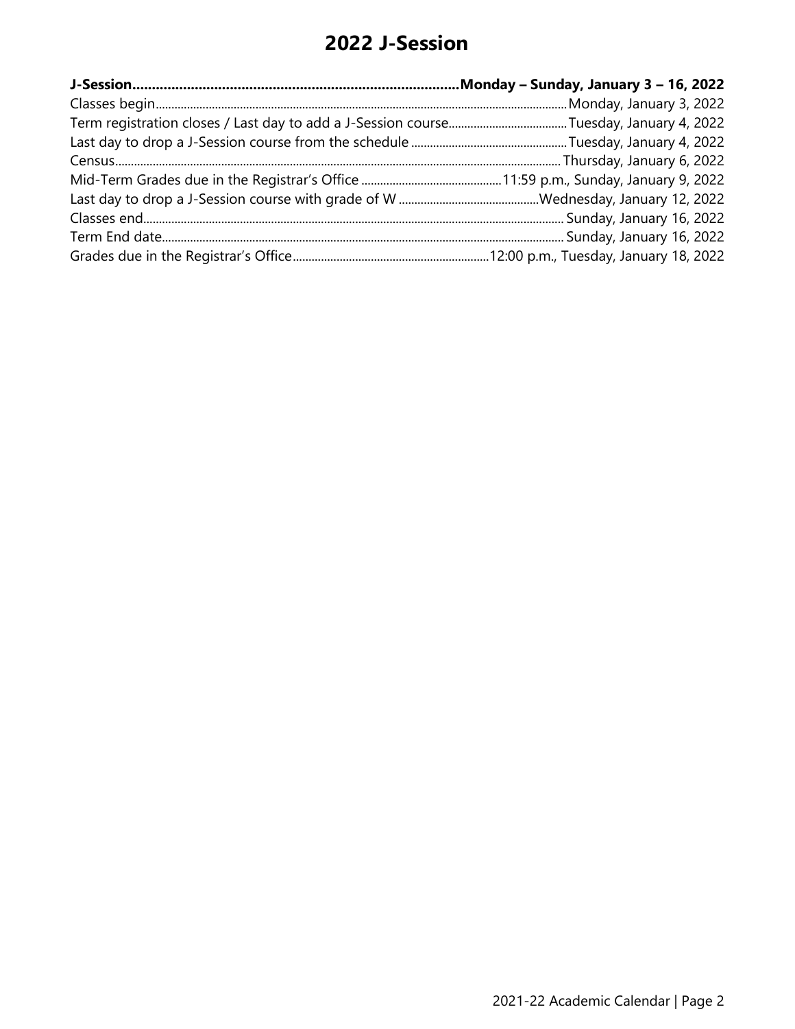# 2022 J-Session

| J-Session | Monday – Sunday, January 3 – 16, 2022 |
| --- | --- |
| Classes begin | Monday, January 3, 2022 |
| Term registration closes / Last day to add a J-Session course | Tuesday, January 4, 2022 |
| Last day to drop a J-Session course from the schedule | Tuesday, January 4, 2022 |
| Census | Thursday, January 6, 2022 |
| Mid-Term Grades due in the Registrar's Office | 11:59 p.m., Sunday, January 9, 2022 |
| Last day to drop a J-Session course with grade of W | Wednesday, January 12, 2022 |
| Classes end | Sunday, January 16, 2022 |
| Term End date | Sunday, January 16, 2022 |
| Grades due in the Registrar's Office | 12:00 p.m., Tuesday, January 18, 2022 |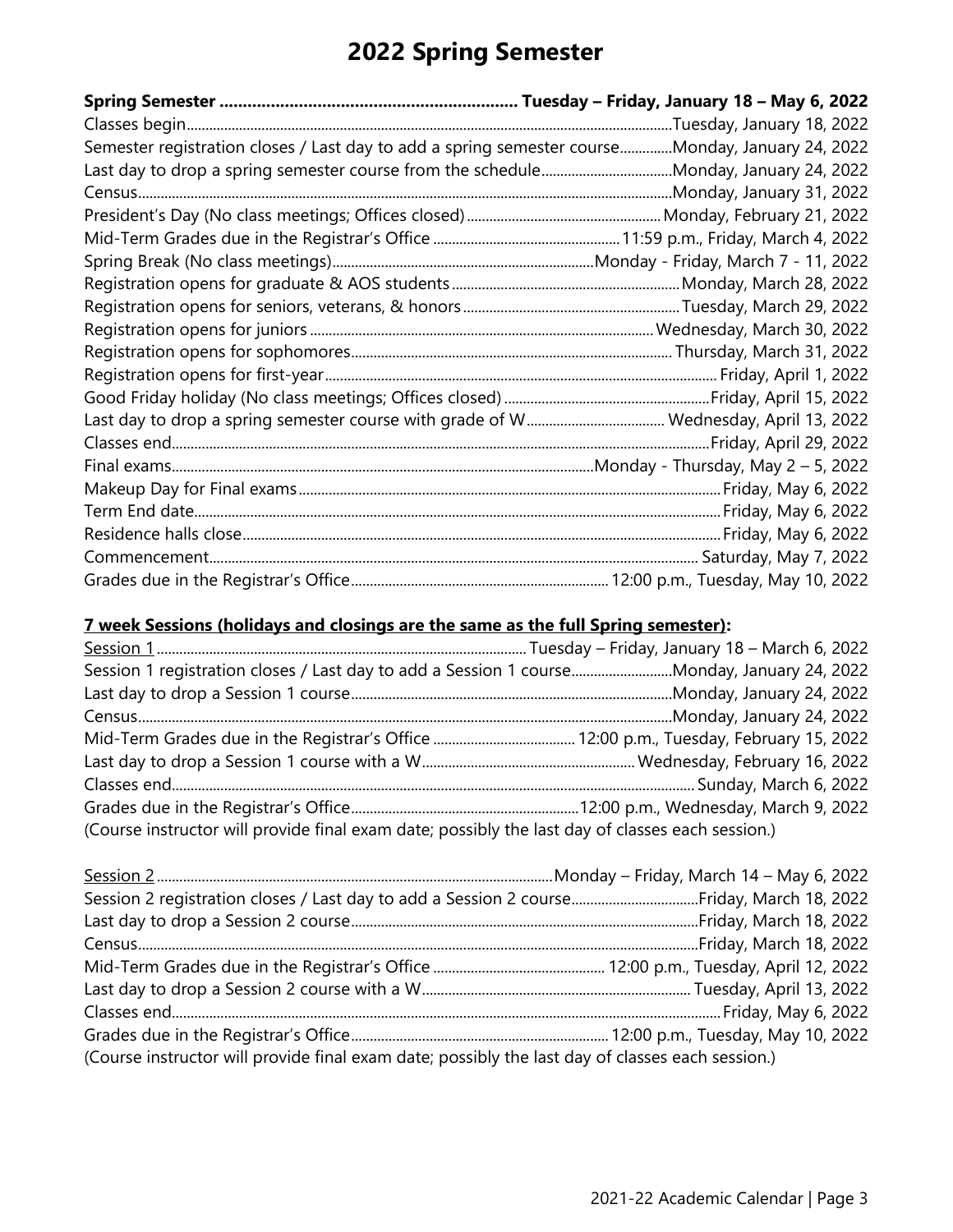# 2022 Spring Semester

| Event | Date |
|---|---|
| **Spring Semester** | **Tuesday – Friday, January 18 – May 6, 2022** |
| Classes begin | Tuesday, January 18, 2022 |
| Semester registration closes / Last day to add a spring semester course | Monday, January 24, 2022 |
| Last day to drop a spring semester course from the schedule | Monday, January 24, 2022 |
| Census | Monday, January 31, 2022 |
| President's Day (No class meetings; Offices closed) | Monday, February 21, 2022 |
| Mid-Term Grades due in the Registrar's Office | 11:59 p.m., Friday, March 4, 2022 |
| Spring Break (No class meetings) | Monday - Friday, March 7 - 11, 2022 |
| Registration opens for graduate & AOS students | Monday, March 28, 2022 |
| Registration opens for seniors, veterans, & honors | Tuesday, March 29, 2022 |
| Registration opens for juniors | Wednesday, March 30, 2022 |
| Registration opens for sophomores | Thursday, March 31, 2022 |
| Registration opens for first-year | Friday, April 1, 2022 |
| Good Friday holiday (No class meetings; Offices closed) | Friday, April 15, 2022 |
| Last day to drop a spring semester course with grade of W | Wednesday, April 13, 2022 |
| Classes end | Friday, April 29, 2022 |
| Final exams | Monday - Thursday, May 2 – 5, 2022 |
| Makeup Day for Final exams | Friday, May 6, 2022 |
| Term End date | Friday, May 6, 2022 |
| Residence halls close | Friday, May 6, 2022 |
| Commencement | Saturday, May 7, 2022 |
| Grades due in the Registrar's Office | 12:00 p.m., Tuesday, May 10, 2022 |

**7 week Sessions (holidays and closings are the same as the full Spring semester):**

| Event | Date |
|---|---|
| Session 1 | Tuesday – Friday, January 18 – March 6, 2022 |
| Session 1 registration closes / Last day to add a Session 1 course | Monday, January 24, 2022 |
| Last day to drop a Session 1 course | Monday, January 24, 2022 |
| Census | Monday, January 24, 2022 |
| Mid-Term Grades due in the Registrar's Office | 12:00 p.m., Tuesday, February 15, 2022 |
| Last day to drop a Session 1 course with a W | Wednesday, February 16, 2022 |
| Classes end | Sunday, March 6, 2022 |
| Grades due in the Registrar's Office | 12:00 p.m., Wednesday, March 9, 2022 |

(Course instructor will provide final exam date; possibly the last day of classes each session.)

| Event | Date |
|---|---|
| Session 2 | Monday – Friday, March 14 – May 6, 2022 |
| Session 2 registration closes / Last day to add a Session 2 course | Friday, March 18, 2022 |
| Last day to drop a Session 2 course | Friday, March 18, 2022 |
| Census | Friday, March 18, 2022 |
| Mid-Term Grades due in the Registrar's Office | 12:00 p.m., Tuesday, April 12, 2022 |
| Last day to drop a Session 2 course with a W | Tuesday, April 13, 2022 |
| Classes end | Friday, May 6, 2022 |
| Grades due in the Registrar's Office | 12:00 p.m., Tuesday, May 10, 2022 |

(Course instructor will provide final exam date; possibly the last day of classes each session.)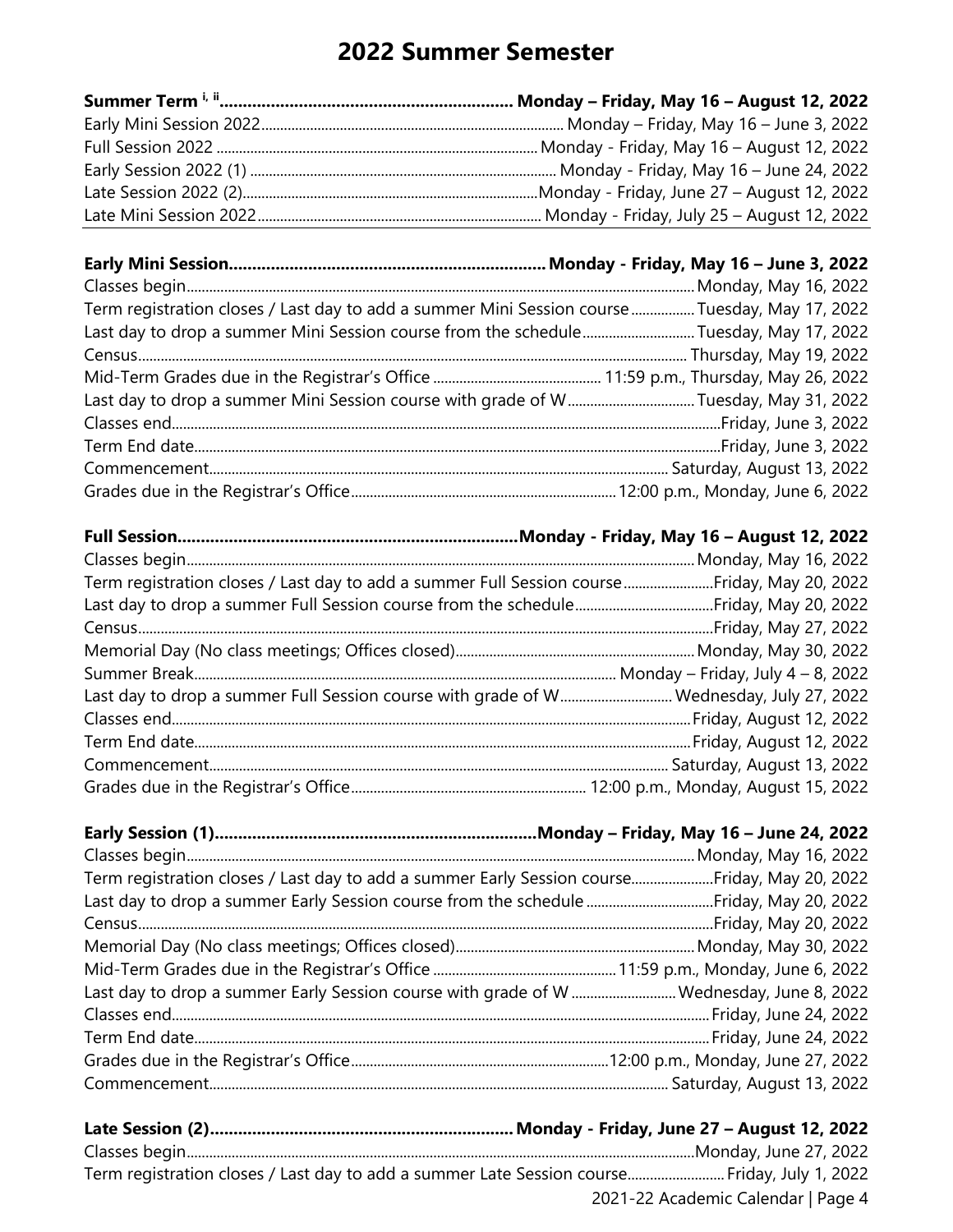# 2022 Summer Semester

| | |
|---|---|
| **Summer Term [i, ii]** | **Monday – Friday, May 16 – August 12, 2022** |
| Early Mini Session 2022 | Monday – Friday, May 16 – June 3, 2022 |
| Full Session 2022 | Monday - Friday, May 16 – August 12, 2022 |
| Early Session 2022 (1) | Monday - Friday, May 16 – June 24, 2022 |
| Late Session 2022 (2) | Monday - Friday, June 27 – August 12, 2022 |
| Late Mini Session 2022 | Monday - Friday, July 25 – August 12, 2022 |

| | |
|---|---|
| **Early Mini Session** | **Monday - Friday, May 16 – June 3, 2022** |
| Classes begin | Monday, May 16, 2022 |
| Term registration closes / Last day to add a summer Mini Session course | Tuesday, May 17, 2022 |
| Last day to drop a summer Mini Session course from the schedule | Tuesday, May 17, 2022 |
| Census | Thursday, May 19, 2022 |
| Mid-Term Grades due in the Registrar's Office | 11:59 p.m., Thursday, May 26, 2022 |
| Last day to drop a summer Mini Session course with grade of W | Tuesday, May 31, 2022 |
| Classes end | Friday, June 3, 2022 |
| Term End date | Friday, June 3, 2022 |
| Commencement | Saturday, August 13, 2022 |
| Grades due in the Registrar's Office | 12:00 p.m., Monday, June 6, 2022 |

| | |
|---|---|
| **Full Session** | **Monday - Friday, May 16 – August 12, 2022** |
| Classes begin | Monday, May 16, 2022 |
| Term registration closes / Last day to add a summer Full Session course | Friday, May 20, 2022 |
| Last day to drop a summer Full Session course from the schedule | Friday, May 20, 2022 |
| Census | Friday, May 27, 2022 |
| Memorial Day (No class meetings; Offices closed) | Monday, May 30, 2022 |
| Summer Break | Monday – Friday, July 4 – 8, 2022 |
| Last day to drop a summer Full Session course with grade of W | Wednesday, July 27, 2022 |
| Classes end | Friday, August 12, 2022 |
| Term End date | Friday, August 12, 2022 |
| Commencement | Saturday, August 13, 2022 |
| Grades due in the Registrar's Office | 12:00 p.m., Monday, August 15, 2022 |

| | |
|---|---|
| **Early Session (1)** | **Monday – Friday, May 16 – June 24, 2022** |
| Classes begin | Monday, May 16, 2022 |
| Term registration closes / Last day to add a summer Early Session course | Friday, May 20, 2022 |
| Last day to drop a summer Early Session course from the schedule | Friday, May 20, 2022 |
| Census | Friday, May 20, 2022 |
| Memorial Day (No class meetings; Offices closed) | Monday, May 30, 2022 |
| Mid-Term Grades due in the Registrar's Office | 11:59 p.m., Monday, June 6, 2022 |
| Last day to drop a summer Early Session course with grade of W | Wednesday, June 8, 2022 |
| Classes end | Friday, June 24, 2022 |
| Term End date | Friday, June 24, 2022 |
| Grades due in the Registrar's Office | 12:00 p.m., Monday, June 27, 2022 |
| Commencement | Saturday, August 13, 2022 |

| | |
|---|---|
| **Late Session (2)** | **Monday - Friday, June 27 – August 12, 2022** |
| Classes begin | Monday, June 27, 2022 |
| Term registration closes / Last day to add a summer Late Session course | Friday, July 1, 2022 |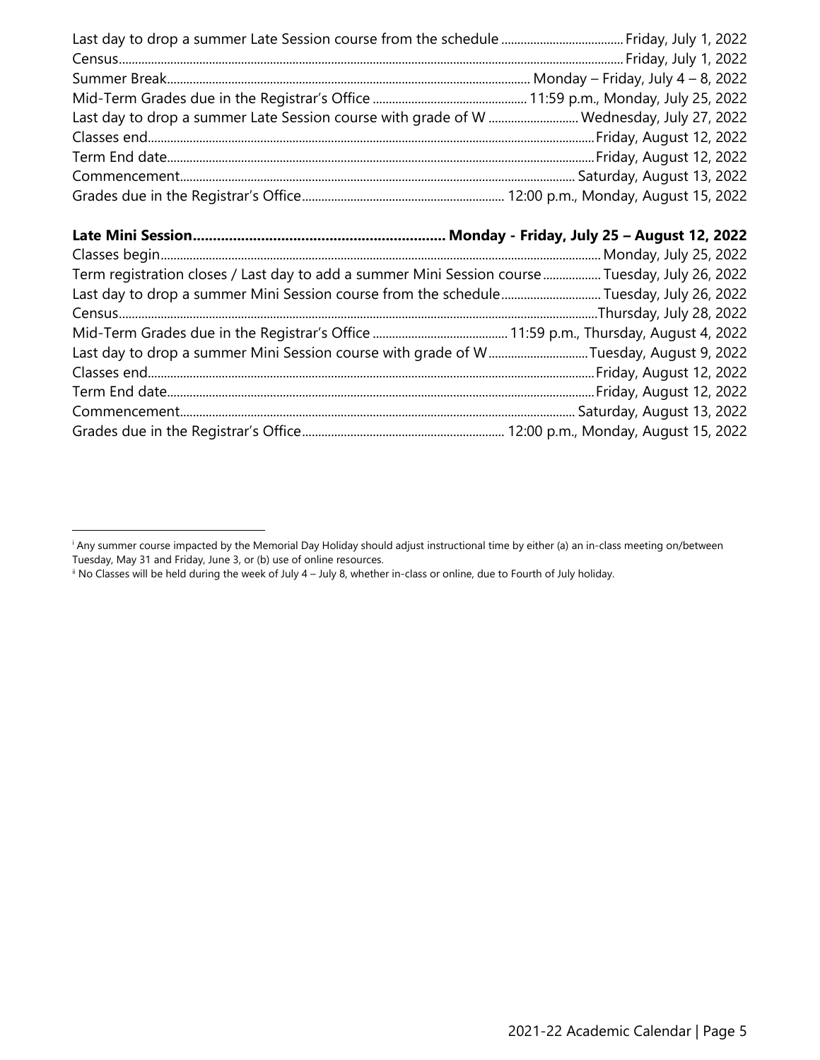Last day to drop a summer Late Session course from the schedule ...................................... Friday, July 1, 2022
Census............................................................................................................................................. Friday, July 1, 2022
Summer Break................................................................................................................ Monday – Friday, July 4 – 8, 2022
Mid-Term Grades due in the Registrar's Office ................................................ 11:59 p.m., Monday, July 25, 2022
Last day to drop a summer Late Session course with grade of W ............................ Wednesday, July 27, 2022
Classes end.......................................................................................................................................Friday, August 12, 2022
Term End date...................................................................................................................................Friday, August 12, 2022
Commencement.......................................................................................................................... Saturday, August 13, 2022
Grades due in the Registrar's Office.............................................................. 12:00 p.m., Monday, August 15, 2022

**Late Mini Session.............................................................. Monday - Friday, July 25 – August 12, 2022**

Classes begin....................................................................................................................................... Monday, July 25, 2022
Term registration closes / Last day to add a summer Mini Session course .................. Tuesday, July 26, 2022
Last day to drop a summer Mini Session course from the schedule............................... Tuesday, July 26, 2022
Census..................................................................................................................................................Thursday, July 28, 2022
Mid-Term Grades due in the Registrar's Office .......................................... 11:59 p.m., Thursday, August 4, 2022
Last day to drop a summer Mini Session course with grade of W..............................Tuesday, August 9, 2022
Classes end.......................................................................................................................................Friday, August 12, 2022
Term End date...................................................................................................................................Friday, August 12, 2022
Commencement.......................................................................................................................... Saturday, August 13, 2022
Grades due in the Registrar's Office.............................................................. 12:00 p.m., Monday, August 15, 2022

---

[i] Any summer course impacted by the Memorial Day Holiday should adjust instructional time by either (a) an in-class meeting on/between Tuesday, May 31 and Friday, June 3, or (b) use of online resources.

[ii] No Classes will be held during the week of July 4 – July 8, whether in-class or online, due to Fourth of July holiday.